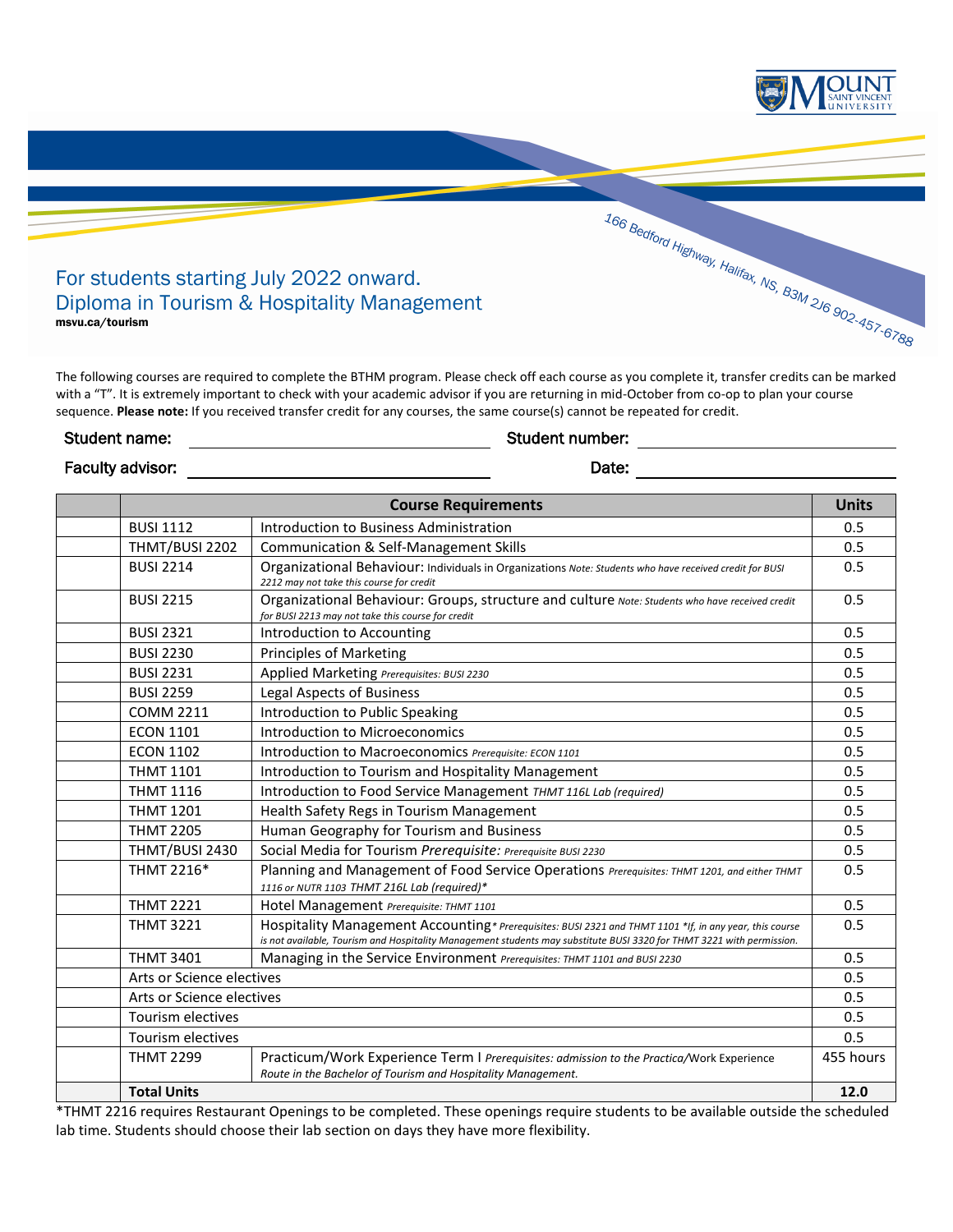Mount Saint Vincent University

166 Bedford Highway, Halifax, NS, B3M 2J6 902-457-6788

# For students starting July 2022 onward.
# Diploma in Tourism & Hospitality Management

**msvu.ca/tourism**

The following courses are required to complete the BTHM program. Please check off each course as you complete it, transfer credits can be marked with a "T". It is extremely important to check with your academic advisor if you are returning in mid-October from co-op to plan your course sequence. **Please note:** If you received transfer credit for any courses, the same course(s) cannot be repeated for credit.

Student name: ______________________ Student number: ______________________

Faculty advisor: ______________________ Date: ______________________

| | Course Requirements | | Units |
|---|---|---|---|
| | BUSI 1112 | Introduction to Business Administration | 0.5 |
| | THMT/BUSI 2202 | Communication & Self-Management Skills | 0.5 |
| | BUSI 2214 | Organizational Behaviour: Individuals in Organizations *Note: Students who have received credit for BUSI 2212 may not take this course for credit* | 0.5 |
| | BUSI 2215 | Organizational Behaviour: Groups, structure and culture *Note: Students who have received credit for BUSI 2213 may not take this course for credit* | 0.5 |
| | BUSI 2321 | Introduction to Accounting | 0.5 |
| | BUSI 2230 | Principles of Marketing | 0.5 |
| | BUSI 2231 | Applied Marketing *Prerequisites: BUSI 2230* | 0.5 |
| | BUSI 2259 | Legal Aspects of Business | 0.5 |
| | COMM 2211 | Introduction to Public Speaking | 0.5 |
| | ECON 1101 | Introduction to Microeconomics | 0.5 |
| | ECON 1102 | Introduction to Macroeconomics *Prerequisite: ECON 1101* | 0.5 |
| | THMT 1101 | Introduction to Tourism and Hospitality Management | 0.5 |
| | THMT 1116 | Introduction to Food Service Management *THMT 116L Lab (required)* | 0.5 |
| | THMT 1201 | Health Safety Regs in Tourism Management | 0.5 |
| | THMT 2205 | Human Geography for Tourism and Business | 0.5 |
| | THMT/BUSI 2430 | Social Media for Tourism *Prerequisite: Prerequisite BUSI 2230* | 0.5 |
| | THMT 2216* | Planning and Management of Food Service Operations *Prerequisites: THMT 1201, and either THMT 1116 or NUTR 1103 THMT 216L Lab (required)** | 0.5 |
| | THMT 2221 | Hotel Management *Prerequisite: THMT 1101* | 0.5 |
| | THMT 3221 | Hospitality Management Accounting* *Prerequisites: BUSI 2321 and THMT 1101 *If, in any year, this course is not available, Tourism and Hospitality Management students may substitute BUSI 3320 for THMT 3221 with permission.* | 0.5 |
| | THMT 3401 | Managing in the Service Environment *Prerequisites: THMT 1101 and BUSI 2230* | 0.5 |
| | Arts or Science electives | | 0.5 |
| | Arts or Science electives | | 0.5 |
| | Tourism electives | | 0.5 |
| | Tourism electives | | 0.5 |
| | THMT 2299 | Practicum/Work Experience Term I *Prerequisites: admission to the Practica/Work Experience Route in the Bachelor of Tourism and Hospitality Management.* | 455 hours |
| | **Total Units** | | **12.0** |

*THMT 2216 requires Restaurant Openings to be completed. These openings require students to be available outside the scheduled lab time. Students should choose their lab section on days they have more flexibility.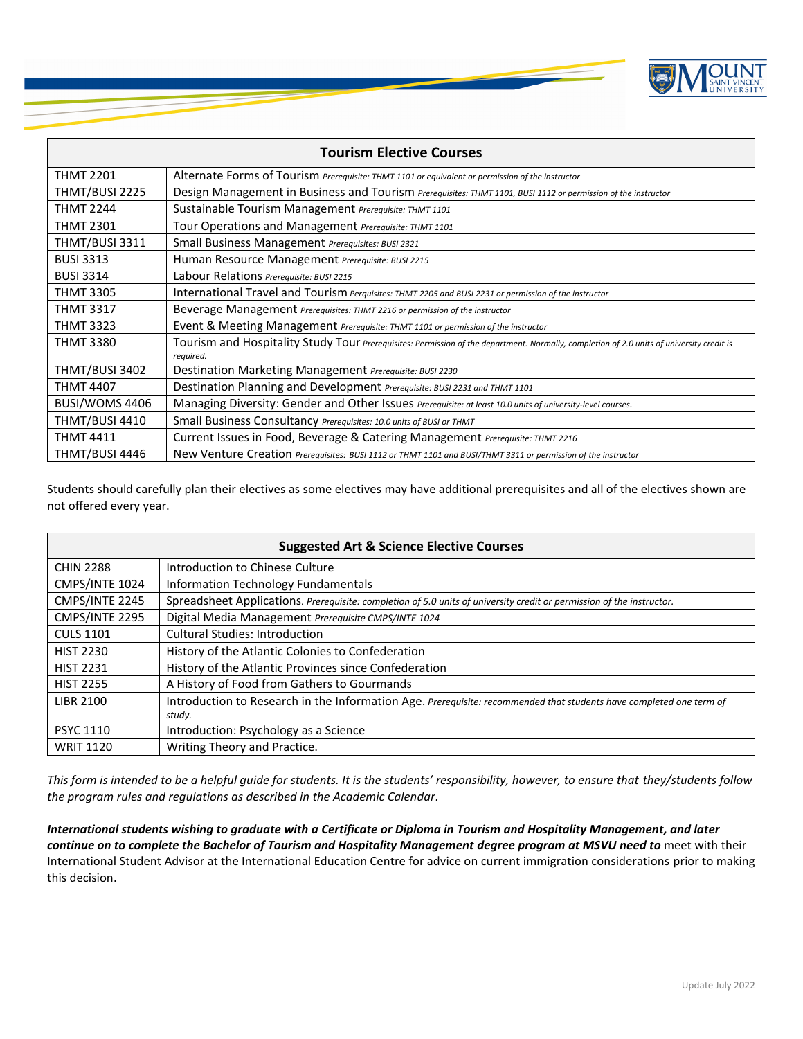| Tourism Elective Courses | |
|---|---|
| THMT 2201 | Alternate Forms of Tourism *Prerequisite: THMT 1101 or equivalent or permission of the instructor* |
| THMT/BUSI 2225 | Design Management in Business and Tourism *Prerequisites: THMT 1101, BUSI 1112 or permission of the instructor* |
| THMT 2244 | Sustainable Tourism Management *Prerequisite: THMT 1101* |
| THMT 2301 | Tour Operations and Management *Prerequisite: THMT 1101* |
| THMT/BUSI 3311 | Small Business Management *Prerequisites: BUSI 2321* |
| BUSI 3313 | Human Resource Management *Prerequisite: BUSI 2215* |
| BUSI 3314 | Labour Relations *Prerequisite: BUSI 2215* |
| THMT 3305 | International Travel and Tourism *Perquisites: THMT 2205 and BUSI 2231 or permission of the instructor* |
| THMT 3317 | Beverage Management *Prerequisites: THMT 2216 or permission of the instructor* |
| THMT 3323 | Event & Meeting Management *Prerequisite: THMT 1101 or permission of the instructor* |
| THMT 3380 | Tourism and Hospitality Study Tour *Prerequisites: Permission of the department. Normally, completion of 2.0 units of university credit is required.* |
| THMT/BUSI 3402 | Destination Marketing Management *Prerequisite: BUSI 2230* |
| THMT 4407 | Destination Planning and Development *Prerequisite: BUSI 2231 and THMT 1101* |
| BUSI/WOMS 4406 | Managing Diversity: Gender and Other Issues *Prerequisite: at least 10.0 units of university-level courses.* |
| THMT/BUSI 4410 | Small Business Consultancy *Prerequisites: 10.0 units of BUSI or THMT* |
| THMT 4411 | Current Issues in Food, Beverage & Catering Management *Prerequisite: THMT 2216* |
| THMT/BUSI 4446 | New Venture Creation *Prerequisites: BUSI 1112 or THMT 1101 and BUSI/THMT 3311 or permission of the instructor* |

Students should carefully plan their electives as some electives may have additional prerequisites and all of the electives shown are not offered every year.

| Suggested Art & Science Elective Courses | |
|---|---|
| CHIN 2288 | Introduction to Chinese Culture |
| CMPS/INTE 1024 | Information Technology Fundamentals |
| CMPS/INTE 2245 | Spreadsheet Applications. *Prerequisite: completion of 5.0 units of university credit or permission of the instructor.* |
| CMPS/INTE 2295 | Digital Media Management *Prerequisite CMPS/INTE 1024* |
| CULS 1101 | Cultural Studies: Introduction |
| HIST 2230 | History of the Atlantic Colonies to Confederation |
| HIST 2231 | History of the Atlantic Provinces since Confederation |
| HIST 2255 | A History of Food from Gathers to Gourmands |
| LIBR 2100 | Introduction to Research in the Information Age. *Prerequisite: recommended that students have completed one term of study.* |
| PSYC 1110 | Introduction: Psychology as a Science |
| WRIT 1120 | Writing Theory and Practice. |

*This form is intended to be a helpful guide for students. It is the students' responsibility, however, to ensure that they/students follow the program rules and regulations as described in the Academic Calendar.*

***International students wishing to graduate with a Certificate or Diploma in Tourism and Hospitality Management, and later continue on to complete the Bachelor of Tourism and Hospitality Management degree program at MSVU need to*** meet with their International Student Advisor at the International Education Centre for advice on current immigration considerations prior to making this decision.

Update July 2022